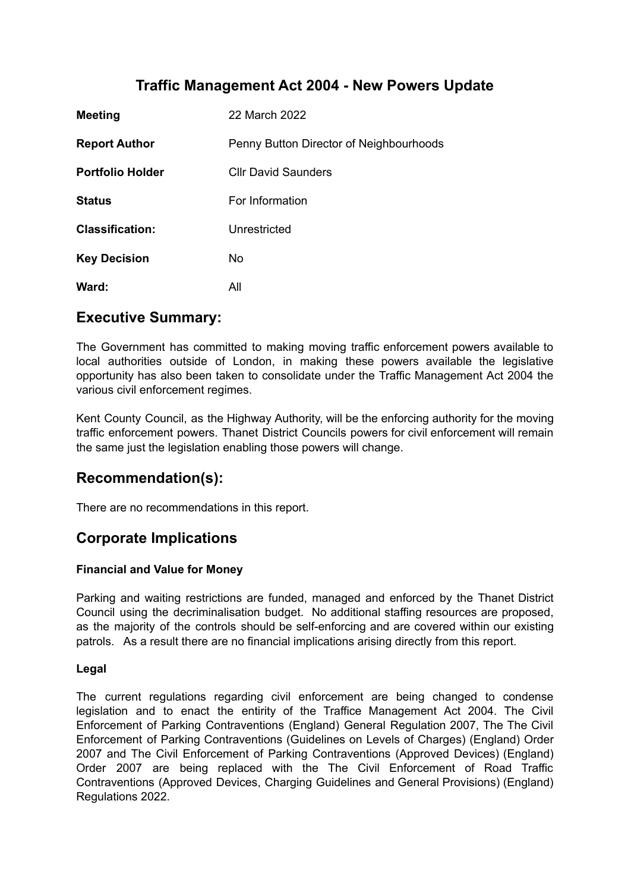# Traffic Management Act 2004 - New Powers Update

| | |
|---|---|
| **Meeting** | 22 March 2022 |
| **Report Author** | Penny Button Director of Neighbourhoods |
| **Portfolio Holder** | Cllr David Saunders |
| **Status** | For Information |
| **Classification:** | Unrestricted |
| **Key Decision** | No |
| **Ward:** | All |

## Executive Summary:

The Government has committed to making moving traffic enforcement powers available to local authorities outside of London, in making these powers available the legislative opportunity has also been taken to consolidate under the Traffic Management Act 2004 the various civil enforcement regimes.

Kent County Council, as the Highway Authority, will be the enforcing authority for the moving traffic enforcement powers. Thanet District Councils powers for civil enforcement will remain the same just the legislation enabling those powers will change.

## Recommendation(s):

There are no recommendations in this report.

## Corporate Implications

### Financial and Value for Money

Parking and waiting restrictions are funded, managed and enforced by the Thanet District Council using the decriminalisation budget. No additional staffing resources are proposed, as the majority of the controls should be self-enforcing and are covered within our existing patrols. As a result there are no financial implications arising directly from this report.

### Legal

The current regulations regarding civil enforcement are being changed to condense legislation and to enact the entirity of the Traffice Management Act 2004. The Civil Enforcement of Parking Contraventions (England) General Regulation 2007, The The Civil Enforcement of Parking Contraventions (Guidelines on Levels of Charges) (England) Order 2007 and The Civil Enforcement of Parking Contraventions (Approved Devices) (England) Order 2007 are being replaced with the The Civil Enforcement of Road Traffic Contraventions (Approved Devices, Charging Guidelines and General Provisions) (England) Regulations 2022.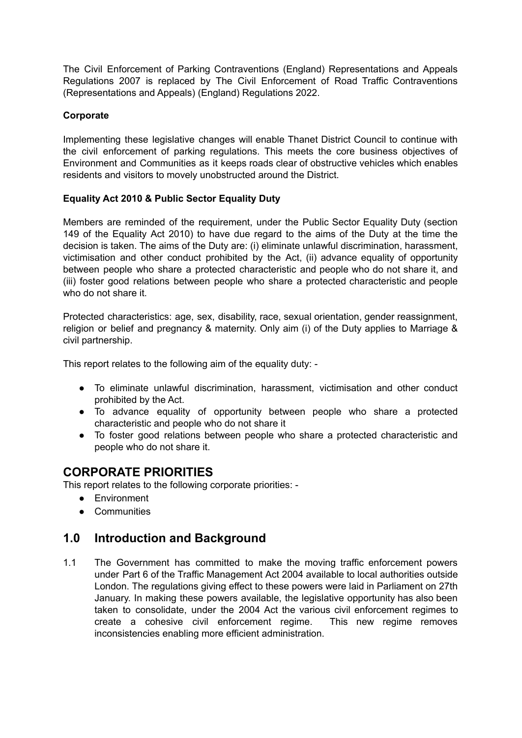The Civil Enforcement of Parking Contraventions (England) Representations and Appeals Regulations 2007 is replaced by The Civil Enforcement of Road Traffic Contraventions (Representations and Appeals) (England) Regulations 2022.

**Corporate**

Implementing these legislative changes will enable Thanet District Council to continue with the civil enforcement of parking regulations. This meets the core business objectives of Environment and Communities as it keeps roads clear of obstructive vehicles which enables residents and visitors to movely unobstructed around the District.

**Equality Act 2010 & Public Sector Equality Duty**

Members are reminded of the requirement, under the Public Sector Equality Duty (section 149 of the Equality Act 2010) to have due regard to the aims of the Duty at the time the decision is taken. The aims of the Duty are: (i) eliminate unlawful discrimination, harassment, victimisation and other conduct prohibited by the Act, (ii) advance equality of opportunity between people who share a protected characteristic and people who do not share it, and (iii) foster good relations between people who share a protected characteristic and people who do not share it.

Protected characteristics: age, sex, disability, race, sexual orientation, gender reassignment, religion or belief and pregnancy & maternity. Only aim (i) of the Duty applies to Marriage & civil partnership.

This report relates to the following aim of the equality duty: -

- To eliminate unlawful discrimination, harassment, victimisation and other conduct prohibited by the Act.
- To advance equality of opportunity between people who share a protected characteristic and people who do not share it
- To foster good relations between people who share a protected characteristic and people who do not share it.

## CORPORATE PRIORITIES

This report relates to the following corporate priorities: -

- Environment
- Communities

## 1.0 Introduction and Background

1.1 The Government has committed to make the moving traffic enforcement powers under Part 6 of the Traffic Management Act 2004 available to local authorities outside London. The regulations giving effect to these powers were laid in Parliament on 27th January. In making these powers available, the legislative opportunity has also been taken to consolidate, under the 2004 Act the various civil enforcement regimes to create a cohesive civil enforcement regime. This new regime removes inconsistencies enabling more efficient administration.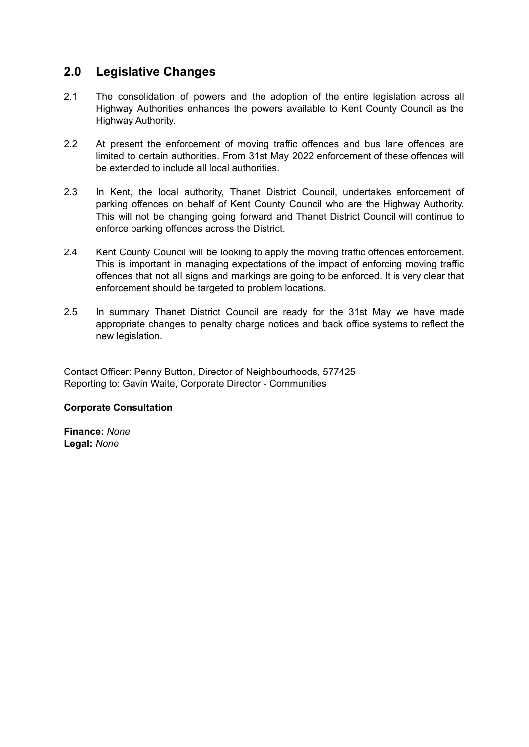## 2.0 Legislative Changes

2.1 The consolidation of powers and the adoption of the entire legislation across all Highway Authorities enhances the powers available to Kent County Council as the Highway Authority.

2.2 At present the enforcement of moving traffic offences and bus lane offences are limited to certain authorities. From 31st May 2022 enforcement of these offences will be extended to include all local authorities.

2.3 In Kent, the local authority, Thanet District Council, undertakes enforcement of parking offences on behalf of Kent County Council who are the Highway Authority. This will not be changing going forward and Thanet District Council will continue to enforce parking offences across the District.

2.4 Kent County Council will be looking to apply the moving traffic offences enforcement. This is important in managing expectations of the impact of enforcing moving traffic offences that not all signs and markings are going to be enforced. It is very clear that enforcement should be targeted to problem locations.

2.5 In summary Thanet District Council are ready for the 31st May we have made appropriate changes to penalty charge notices and back office systems to reflect the new legislation.

Contact Officer: Penny Button, Director of Neighbourhoods, 577425
Reporting to: Gavin Waite, Corporate Director - Communities

**Corporate Consultation**

**Finance:** *None*
**Legal:** *None*